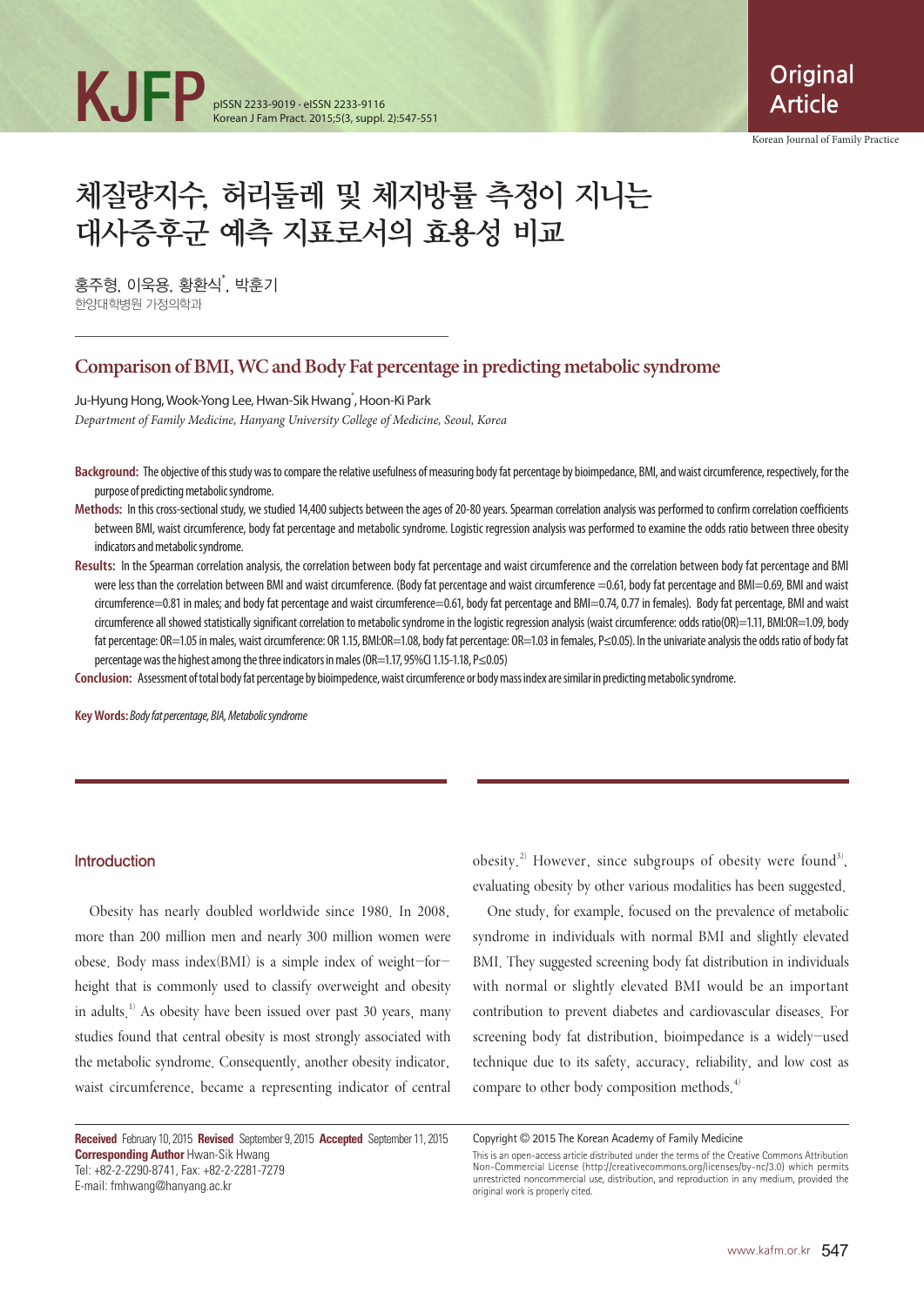Original Article

# 체질량지수, 허리둘레 및 체지방률 측정이 지니는 대사증후군 예측 지표로서의 효용성 비교

홍주형, 이욱용, 황환식*, 박훈기

한양대학병원 가정의학과

## Comparison of BMI, WC and Body Fat percentage in predicting metabolic syndrome

Ju-Hyung Hong, Wook-Yong Lee, Hwan-Sik Hwang*, Hoon-Ki Park

*Department of Family Medicine, Hanyang University College of Medicine, Seoul, Korea*

**Background:** The objective of this study was to compare the relative usefulness of measuring body fat percentage by bioimpedance, BMI, and waist circumference, respectively, for the purpose of predicting metabolic syndrome.

**Methods:** In this cross-sectional study, we studied 14,400 subjects between the ages of 20-80 years. Spearman correlation analysis was performed to confirm correlation coefficients between BMI, waist circumference, body fat percentage and metabolic syndrome. Logistic regression analysis was performed to examine the odds ratio between three obesity indicators and metabolic syndrome.

**Results:** In the Spearman correlation analysis, the correlation between body fat percentage and waist circumference and the correlation between body fat percentage and BMI were less than the correlation between BMI and waist circumference. (Body fat percentage and waist circumference =0.61, body fat percentage and BMI=0.69, BMI and waist circumference=0.81 in males; and body fat percentage and waist circumference=0.61, body fat percentage and BMI=0.74, 0.77 in females). Body fat percentage, BMI and waist circumference all showed statistically significant correlation to metabolic syndrome in the logistic regression analysis (waist circumference: odds ratio(OR)=1.11, BMI:OR=1.09, body fat percentage: OR=1.05 in males, waist circumference: OR 1.15, BMI:OR=1.08, body fat percentage: OR=1.03 in females, $P \leq 0.05$). In the univariate analysis the odds ratio of body fat percentage was the highest among the three indicators in males (OR=1.17, 95%CI 1.15-1.18, $P \leq 0.05$)

**Conclusion:** Assessment of total body fat percentage by bioimpedence, waist circumference or body mass index are similar in predicting metabolic syndrome.

**Key Words:** *Body fat percentage, BIA, Metabolic syndrome*

## Introduction

Obesity has nearly doubled worldwide since 1980. In 2008, more than 200 million men and nearly 300 million women were obese. Body mass index(BMI) is a simple index of weight-for-height that is commonly used to classify overweight and obesity in adults.[1] As obesity have been issued over past 30 years, many studies found that central obesity is most strongly associated with the metabolic syndrome. Consequently, another obesity indicator, waist circumference, became a representing indicator of central obesity.[2] However, since subgroups of obesity were found[3], evaluating obesity by other various modalities has been suggested.

One study, for example, focused on the prevalence of metabolic syndrome in individuals with normal BMI and slightly elevated BMI. They suggested screening body fat distribution in individuals with normal or slightly elevated BMI would be an important contribution to prevent diabetes and cardiovascular diseases. For screening body fat distribution, bioimpedance is a widely-used technique due to its safety, accuracy, reliability, and low cost as compare to other body composition methods.[4]

**Received** February 10, 2015 **Revised** September 9, 2015 **Accepted** September 11, 2015
**Corresponding Author** Hwan-Sik Hwang
Tel: +82-2-2290-8741, Fax: +82-2-2281-7279
E-mail: fmhwang@hanyang.ac.kr

Copyright © 2015 The Korean Academy of Family Medicine

This is an open-access article distributed under the terms of the Creative Commons Attribution Non-Commercial License (http://creativecommons.org/licenses/by-nc/3.0) which permits unrestricted noncommercial use, distribution, and reproduction in any medium, provided the original work is properly cited.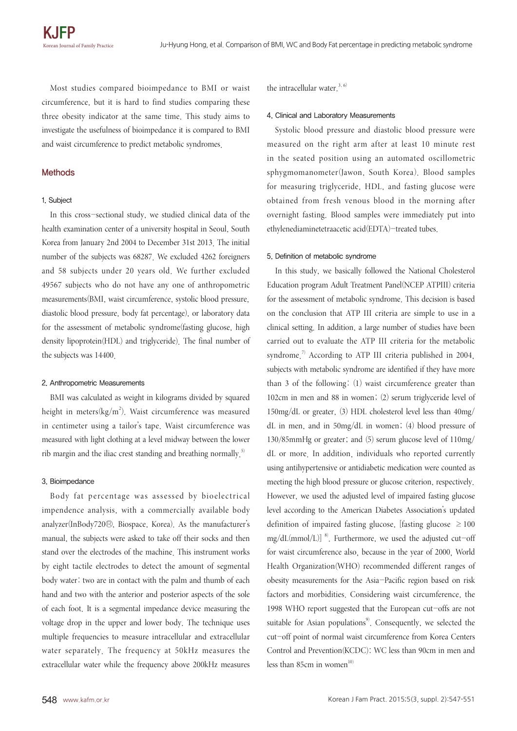Most studies compared bioimpedance to BMI or waist circumference, but it is hard to find studies comparing these three obesity indicator at the same time. This study aims to investigate the usefulness of bioimpedance it is compared to BMI and waist circumference to predict metabolic syndromes.

## Methods

### 1. Subject

In this cross-sectional study, we studied clinical data of the health examination center of a university hospital in Seoul, South Korea from January 2nd 2004 to December 31st 2013. The initial number of the subjects was 68287. We excluded 4262 foreigners and 58 subjects under 20 years old. We further excluded 49567 subjects who do not have any one of anthropometric measurements(BMI, waist circumference, systolic blood pressure, diastolic blood pressure, body fat percentage), or laboratory data for the assessment of metabolic syndrome(fasting glucose, high density lipoprotein(HDL) and triglyceride). The final number of the subjects was 14400.

### 2. Anthropometric Measurements

BMI was calculated as weight in kilograms divided by squared height in meters($kg/m^2$). Waist circumference was measured in centimeter using a tailor's tape. Waist circumference was measured with light clothing at a level midway between the lower rib margin and the iliac crest standing and breathing normally.[5]

### 3. Bioimpedance

Body fat percentage was assessed by bioelectrical impendence analysis, with a commercially available body analyzer(InBody720®, Biospace, Korea). As the manufacturer's manual, the subjects were asked to take off their socks and then stand over the electrodes of the machine. This instrument works by eight tactile electrodes to detect the amount of segmental body water: two are in contact with the palm and thumb of each hand and two with the anterior and posterior aspects of the sole of each foot. It is a segmental impedance device measuring the voltage drop in the upper and lower body. The technique uses multiple frequencies to measure intracellular and extracellular water separately. The frequency at 50kHz measures the extracellular water while the frequency above 200kHz measures the intracellular water.[3, 6]

### 4. Clinical and Laboratory Measurements

Systolic blood pressure and diastolic blood pressure were measured on the right arm after at least 10 minute rest in the seated position using an automated oscillometric sphygmomanometer(Jawon, South Korea). Blood samples for measuring triglyceride, HDL, and fasting glucose were obtained from fresh venous blood in the morning after overnight fasting. Blood samples were immediately put into ethylenediaminetetraacetic acid(EDTA)-treated tubes.

### 5. Definition of metabolic syndrome

In this study, we basically followed the National Cholesterol Education program Adult Treatment Panel(NCEP ATPIII) criteria for the assessment of metabolic syndrome. This decision is based on the conclusion that ATP III criteria are simple to use in a clinical setting. In addition, a large number of studies have been carried out to evaluate the ATP III criteria for the metabolic syndrome.[7] According to ATP III criteria published in 2004, subjects with metabolic syndrome are identified if they have more than 3 of the following: (1) waist circumference greater than 102cm in men and 88 in women; (2) serum triglyceride level of 150mg/dL or greater, (3) HDL cholesterol level less than 40mg/dL in men, and in 50mg/dL in women; (4) blood pressure of 130/85mmHg or greater; and (5) serum glucose level of 110mg/dL or more. In addition, individuals who reported currently using antihypertensive or antidiabetic medication were counted as meeting the high blood pressure or glucose criterion, respectively. However, we used the adjusted level of impaired fasting glucose level according to the American Diabetes Association's updated definition of impaired fasting glucose, [fasting glucose $\geq 100$ mg/dL(mmol/L)] [8]. Furthermore, we used the adjusted cut-off for waist circumference also, because in the year of 2000, World Health Organization(WHO) recommended different ranges of obesity measurements for the Asia-Pacific region based on risk factors and morbidities. Considering waist circumference, the 1998 WHO report suggested that the European cut-offs are not suitable for Asian populations[9]. Consequently, we selected the cut-off point of normal waist circumference from Korea Centers Control and Prevention(KCDC): WC less than 90cm in men and less than 85cm in women[10]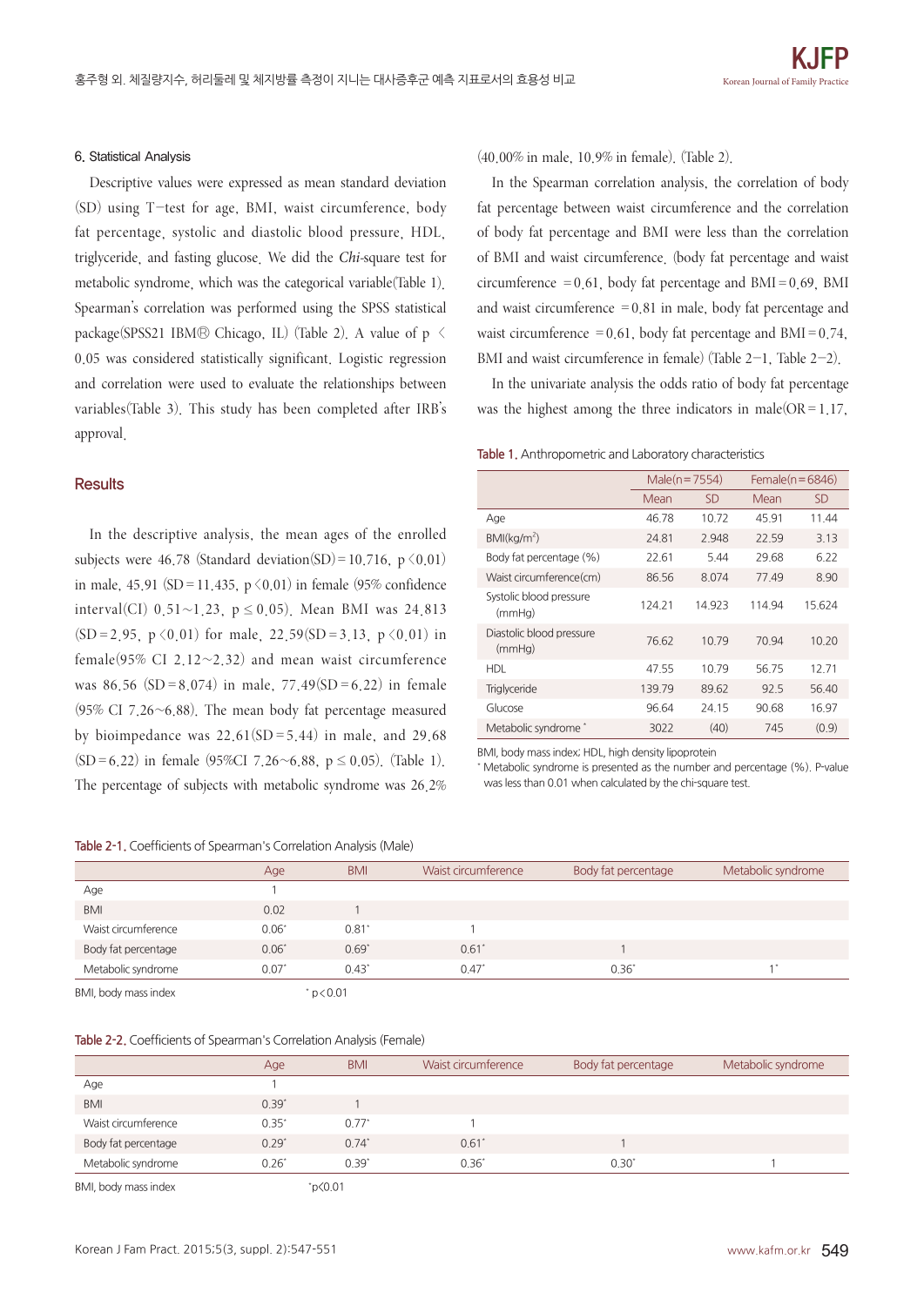### 6. Statistical Analysis

Descriptive values were expressed as mean standard deviation (SD) using T-test for age, BMI, waist circumference, body fat percentage, systolic and diastolic blood pressure, HDL, triglyceride, and fasting glucose. We did the *Chi*-square test for metabolic syndrome, which was the categorical variable(Table 1). Spearman's correlation was performed using the SPSS statistical package(SPSS21 IBM® Chicago, IL) (Table 2). A value of $p < 0.05$ was considered statistically significant. Logistic regression and correlation were used to evaluate the relationships between variables(Table 3). This study has been completed after IRB's approval.

## Results

In the descriptive analysis, the mean ages of the enrolled subjects were 46.78 (Standard deviation(SD)=10.716, $p<0.01$) in male, 45.91 (SD=11.435, $p<0.01$) in female (95% confidence interval(CI) 0.51~1.23, $p \leq 0.05$). Mean BMI was 24.813 (SD=2.95, $p<0.01$) for male, 22.59(SD=3.13, $p<0.01$) in female(95% CI 2.12~2.32) and mean waist circumference was 86.56 (SD=8.074) in male, 77.49(SD=6.22) in female (95% CI 7.26~6.88). The mean body fat percentage measured by bioimpedance was 22.61(SD=5.44) in male, and 29.68 (SD=6.22) in female (95%CI 7.26~6.88, $p \leq 0.05$). (Table 1). The percentage of subjects with metabolic syndrome was 26.2% (40.00% in male, 10.9% in female). (Table 2).

In the Spearman correlation analysis, the correlation of body fat percentage between waist circumference and the correlation of body fat percentage and BMI were less than the correlation of BMI and waist circumference. (body fat percentage and waist circumference =0.61, body fat percentage and BMI=0.69, BMI and waist circumference =0.81 in male, body fat percentage and waist circumference =0.61, body fat percentage and BMI=0.74, BMI and waist circumference in female) (Table 2-1, Table 2-2).

In the univariate analysis the odds ratio of body fat percentage was the highest among the three indicators in male(OR=1.17,

**Table 1.** Anthropometric and Laboratory characteristics

| | Male(n=7554) | | Female(n=6846) | |
|---|---|---|---|---|
| | Mean | SD | Mean | SD |
| Age | 46.78 | 10.72 | 45.91 | 11.44 |
| BMI(kg/m$^2$) | 24.81 | 2.948 | 22.59 | 3.13 |
| Body fat percentage (%) | 22.61 | 5.44 | 29.68 | 6.22 |
| Waist circumference(cm) | 86.56 | 8.074 | 77.49 | 8.90 |
| Systolic blood pressure (mmHg) | 124.21 | 14.923 | 114.94 | 15.624 |
| Diastolic blood pressure (mmHg) | 76.62 | 10.79 | 70.94 | 10.20 |
| HDL | 47.55 | 10.79 | 56.75 | 12.71 |
| Triglyceride | 139.79 | 89.62 | 92.5 | 56.40 |
| Glucose | 96.64 | 24.15 | 90.68 | 16.97 |
| Metabolic syndrome * | 3022 | (40) | 745 | (0.9) |

BMI, body mass index; HDL, high density lipoprotein
* Metabolic syndrome is presented as the number and percentage (%). P-value was less than 0.01 when calculated by the chi-square test.

**Table 2-1.** Coefficients of Spearman's Correlation Analysis (Male)

| | Age | BMI | Waist circumference | Body fat percentage | Metabolic syndrome |
|---|---|---|---|---|---|
| Age | 1 | | | | |
| BMI | 0.02 | 1 | | | |
| Waist circumference | 0.06* | 0.81* | 1 | | |
| Body fat percentage | 0.06* | 0.69* | 0.61* | 1 | |
| Metabolic syndrome | 0.07* | 0.43* | 0.47* | 0.36* | 1* |

BMI, body mass index    * p<0.01

**Table 2-2.** Coefficients of Spearman's Correlation Analysis (Female)

| | Age | BMI | Waist circumference | Body fat percentage | Metabolic syndrome |
|---|---|---|---|---|---|
| Age | 1 | | | | |
| BMI | 0.39* | 1 | | | |
| Waist circumference | 0.35* | 0.77* | 1 | | |
| Body fat percentage | 0.29* | 0.74* | 0.61* | 1 | |
| Metabolic syndrome | 0.26* | 0.39* | 0.36* | 0.30* | 1 |

BMI, body mass index    *p<0.01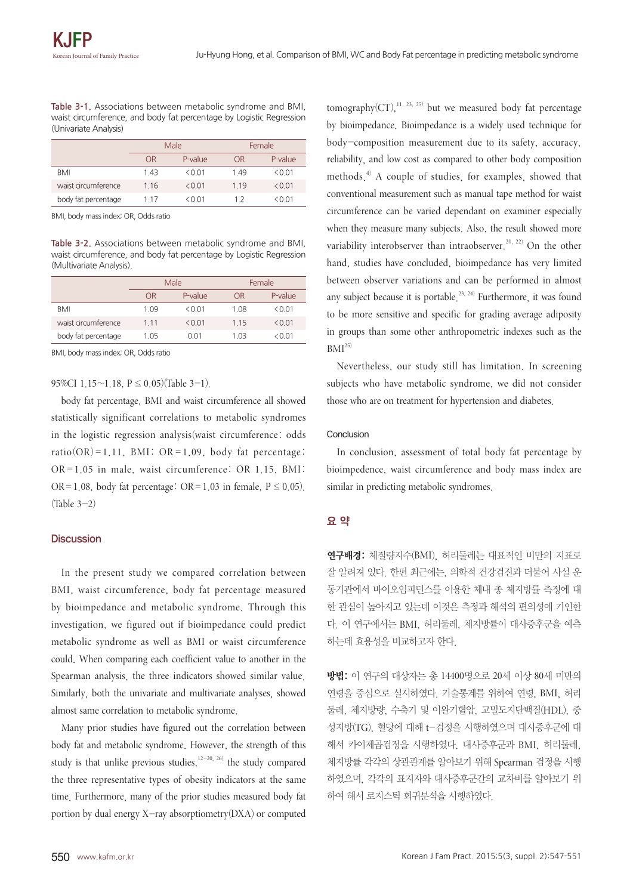**Table 3-1.** Associations between metabolic syndrome and BMI, waist circumference, and body fat percentage by Logistic Regression (Univariate Analysis)

| | Male | | Female | |
|---|---|---|---|---|
| | OR | P-value | OR | P-value |
| BMI | 1.43 | <0.01 | 1.49 | <0.01 |
| waist circumference | 1.16 | <0.01 | 1.19 | <0.01 |
| body fat percentage | 1.17 | <0.01 | 1.2 | <0.01 |

BMI, body mass index; OR, Odds ratio

**Table 3-2.** Associations between metabolic syndrome and BMI, waist circumference, and body fat percentage by Logistic Regression (Multivariate Analysis).

| | Male | | Female | |
|---|---|---|---|---|
| | OR | P-value | OR | P-value |
| BMI | 1.09 | <0.01 | 1.08 | <0.01 |
| waist circumference | 1.11 | <0.01 | 1.15 | <0.01 |
| body fat percentage | 1.05 | 0.01 | 1.03 | <0.01 |

BMI, body mass index; OR, Odds ratio

95%CI 1.15~1.18, P ≤ 0.05)(Table 3−1).

body fat percentage, BMI and waist circumference all showed statistically significant correlations to metabolic syndromes in the logistic regression analysis(waist circumference: odds ratio(OR)=1.11, BMI: OR=1.09, body fat percentage: OR=1.05 in male, waist circumference: OR 1.15, BMI: OR=1.08, body fat percentage: OR=1.03 in female, P ≤ 0.05). (Table 3−2)

## Discussion

In the present study we compared correlation between BMI, waist circumference, body fat percentage measured by bioimpedance and metabolic syndrome. Through this investigation, we figured out if bioimpedance could predict metabolic syndrome as well as BMI or waist circumference could. When comparing each coefficient value to another in the Spearman analysis, the three indicators showed similar value. Similarly, both the univariate and multivariate analyses, showed almost same correlation to metabolic syndrome.

Many prior studies have figured out the correlation between body fat and metabolic syndrome. However, the strength of this study is that unlike previous studies,[12−20, 26] the study compared the three representative types of obesity indicators at the same time. Furthermore, many of the prior studies measured body fat portion by dual energy X−ray absorptiometry(DXA) or computed tomography(CT),[11, 23, 25] but we measured body fat percentage by bioimpedance. Bioimpedance is a widely used technique for body−composition measurement due to its safety, accuracy, reliability, and low cost as compared to other body composition methods.[4] A couple of studies, for examples, showed that conventional measurement such as manual tape method for waist circumference can be varied dependant on examiner especially when they measure many subjects. Also, the result showed more variability interobserver than intraobserver.[21, 22] On the other hand, studies have concluded, bioimpedance has very limited between observer variations and can be performed in almost any subject because it is portable.[23, 24] Furthermore, it was found to be more sensitive and specific for grading average adiposity in groups than some other anthropometric indexes such as the BMI[25]

Nevertheless, our study still has limitation. In screening subjects who have metabolic syndrome, we did not consider those who are on treatment for hypertension and diabetes.

## Conclusion

In conclusion, assessment of total body fat percentage by bioimpedence, waist circumference and body mass index are similar in predicting metabolic syndromes.

## 요 약

**연구배경:** 체질량지수(BMI), 허리둘레는 대표적인 비만의 지표로 잘 알려져 있다. 한편 최근에는, 의학적 건강검진과 더불어 사설 운동기관에서 바이오임피던스를 이용한 체내 총 체지방률 측정에 대한 관심이 높아지고 있는데 이것은 측정과 해석의 편의성에 기인한다. 이 연구에서는 BMI, 허리둘레, 체지방률이 대사증후군을 예측하는데 효용성을 비교하고자 한다.

**방법:** 이 연구의 대상자는 총 14400명으로 20세 이상 80세 미만의 연령을 중심으로 실시하였다. 기술통계를 위하여 연령, BMI, 허리둘레, 체지방량, 수축기 및 이완기혈압, 고밀도지단백질(HDL), 중성지방(TG), 혈당에 대해 t−검정을 시행하였으며 대사증후군에 대해서 카이제곱검정을 시행하였다. 대사증후군과 BMI, 허리둘레, 체지방률 각각의 상관관계를 알아보기 위해 Spearman 검정을 시행하였으며, 각각의 표지자와 대사증후군간의 교차비를 알아보기 위하여 해서 로지스틱 회귀분석을 시행하였다.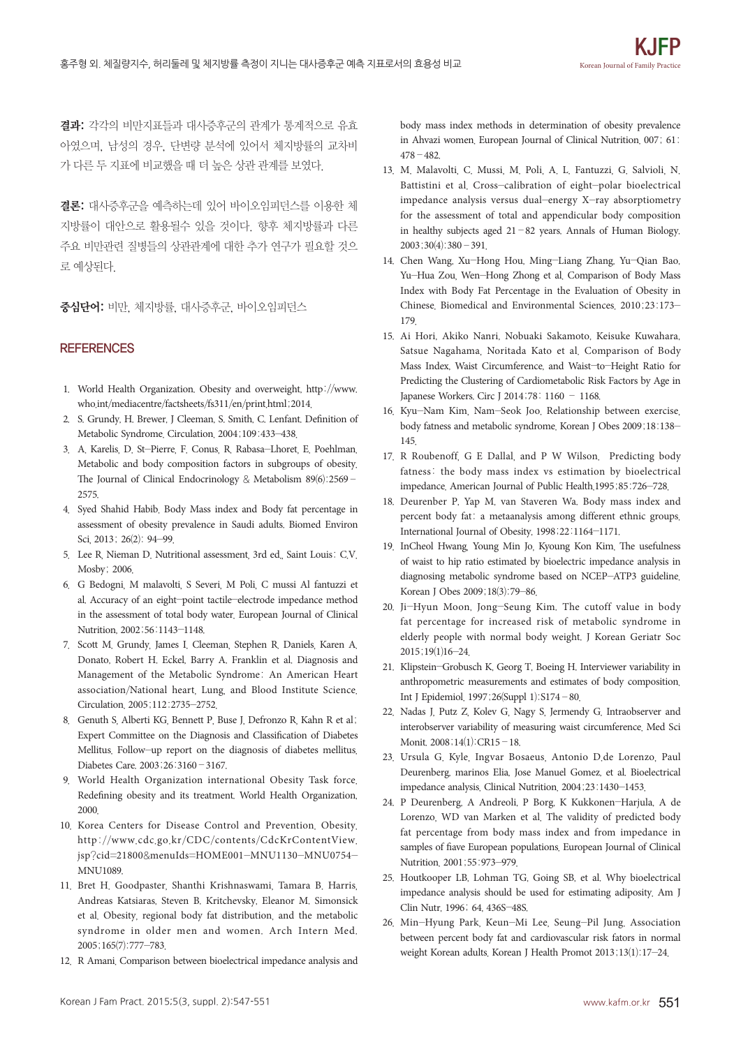**결과:** 각각의 비만지표들과 대사증후군의 관계가 통계적으로 유효 하였으며, 남성의 경우, 단변량 분석에 있어서 체지방률의 교차비가 다른 두 지표에 비교했을 때 더 높은 상관 관계를 보였다.

**결론:** 대사증후군을 예측하는데 있어 바이오임피던스를 이용한 체지방률이 대안으로 활용될수 있을 것이다. 향후 체지방률과 다른 주요 비만관련 질병들의 상관관계에 대한 추가 연구가 필요할 것으로 예상된다.

**중심단어:** 비만, 체지방률, 대사증후군, 바이오임피던스

## REFERENCES

1. World Health Organization. Obesity and overweight. http://www.who.int/mediacentre/factsheets/fs311/en/print.html;2014.
2. S. Grundy, H. Brewer, J Cleeman, S. Smith, C. Lenfant. Definition of Metabolic Syndrome. Circulation. 2004;109:433–438.
3. A. Karelis, D. St–Pierre, F. Conus, R. Rabasa–Lhoret, E. Poehlman. Metabolic and body composition factors in subgroups of obesity. The Journal of Clinical Endocrinology & Metabolism 89(6):2569–2575.
4. Syed Shahid Habib. Body Mass index and Body fat percentage in assessment of obesity prevalence in Saudi adults. Biomed Environ Sci, 2013; 26(2): 94–99.
5. Lee R, Nieman D. Nutritional assessment. 3rd ed., Saint Louis: C.V. Mosby; 2006.
6. G Bedogni, M malavolti, S Severi, M Poli, C mussi Al fantuzzi et al. Accuracy of an eight–point tactile–electrode impedance method in the assessment of total body water. European Journal of Clinical Nutrition. 2002;56:1143–1148.
7. Scott M. Grundy, James I. Cleeman, Stephen R. Daniels, Karen A. Donato, Robert H. Eckel, Barry A. Franklin et al. Diagnosis and Management of the Metabolic Syndrome: An American Heart association/National heart, Lung, and Blood Institute Science. Circulation. 2005;112:2735–2752.
8. Genuth S, Alberti KG, Bennett P, Buse J, Defronzo R, Kahn R et al; Expert Committee on the Diagnosis and Classification of Diabetes Mellitus. Follow–up report on the diagnosis of diabetes mellitus. Diabetes Care. 2003;26:3160–3167.
9. World Health Organization international Obesity Task force. Redefining obesity and its treatment. World Health Organization. 2000.
10. Korea Centers for Disease Control and Prevention. Obesity. http://www.cdc.go.kr/CDC/contents/CdcKrContentView.jsp?cid=21800&menuIds=HOME001–MNU1130–MNU0754–MNU1089.
11. Bret H. Goodpaster, Shanthi Krishnaswami, Tamara B. Harris, Andreas Katsiaras, Steven B. Kritchevsky, Eleanor M. Simonsick et al. Obesity, regional body fat distribution, and the metabolic syndrome in older men and women. Arch Intern Med. 2005;165(7):777–783.
12. R Amani. Comparison between bioelectrical impedance analysis and body mass index methods in determination of obesity prevalence in Ahvazi women. European Journal of Clinical Nutrition. 007; 61: 478–482.
13. M. Malavolti, C. Mussi, M. Poli, A. L. Fantuzzi, G. Salvioli, N. Battistini et al. Cross–calibration of eight–polar bioelectrical impedance analysis versus dual–energy X–ray absorptiometry for the assessment of total and appendicular body composition in healthy subjects aged 21–82 years. Annals of Human Biology. 2003;30(4):380–391.
14. Chen Wang, Xu–Hong Hou, Ming–Liang Zhang, Yu–Qian Bao, Yu–Hua Zou, Wen–Hong Zhong et al. Comparison of Body Mass Index with Body Fat Percentage in the Evaluation of Obesity in Chinese. Biomedical and Environmental Sciences. 2010;23:173–179.
15. Ai Hori, Akiko Nanri, Nobuaki Sakamoto, Keisuke Kuwahara, Satsue Nagahama, Noritada Kato et al. Comparison of Body Mass Index, Waist Circumference, and Waist–to–Height Ratio for Predicting the Clustering of Cardiometabolic Risk Factors by Age in Japanese Workers. Circ J 2014;78: 1160 – 1168.
16. Kyu–Nam Kim, Nam–Seok Joo. Relationship between exercise, body fatness and metabolic syndrome. Korean J Obes 2009;18:138–145.
17. R Roubenoff, G E Dallal, and P W Wilson. Predicting body fatness: the body mass index vs estimation by bioelectrical impedance. American Journal of Public Health.1995;85:726–728.
18. Deurenber P, Yap M, van Staveren Wa. Body mass index and percent body fat: a metaanalysis among different ethnic groups. International Journal of Obesity. 1998;22:1164–1171.
19. InCheol Hwang, Young Min Jo, Kyoung Kon Kim. The usefulness of waist to hip ratio estimated by bioelectric impedance analysis in diagnosing metabolic syndrome based on NCEP–ATP3 guideline. Korean J Obes 2009;18(3):79–86.
20. Ji–Hyun Moon, Jong–Seung Kim. The cutoff value in body fat percentage for increased risk of metabolic syndrome in elderly people with normal body weight. J Korean Geriatr Soc 2015;19(1)16–24.
21. Klipstein–Grobusch K, Georg T, Boeing H. Interviewer variability in anthropometric measurements and estimates of body composition. Int J Epidemiol. 1997;26(Suppl 1):S174–80.
22. Nadas J, Putz Z, Kolev G, Nagy S, Jermendy G. Intraobserver and interobserver variability of measuring waist circumference. Med Sci Monit. 2008;14(1):CR15–18.
23. Ursula G. Kyle, Ingvar Bosaeus, Antonio D.de Lorenzo, Paul Deurenberg, marinos Elia, Jose Manuel Gomez, et al. Bioelectrical impedance analysis. Clinical Nutrition. 2004;23:1430–1453.
24. P Deurenberg, A Andreoli, P Borg, K Kukkonen–Harjula, A de Lorenzo, WD van Marken et al. The validity of predicted body fat percentage from body mass index and from impedance in samples of fiave European populations. European Journal of Clinical Nutrition. 2001;55:973–979.
25. Houtkooper LB, Lohman TG, Going SB, et al. Why bioelectrical impedance analysis should be used for estimating adiposity. Am J Clin Nutr. 1996; 64. 436S–48S.
26. Min–Hyung Park, Keun–Mi Lee, Seung–Pil Jung. Association between percent body fat and cardiovascular risk fators in normal weight Korean adults. Korean J Health Promot 2013;13(1):17–24.